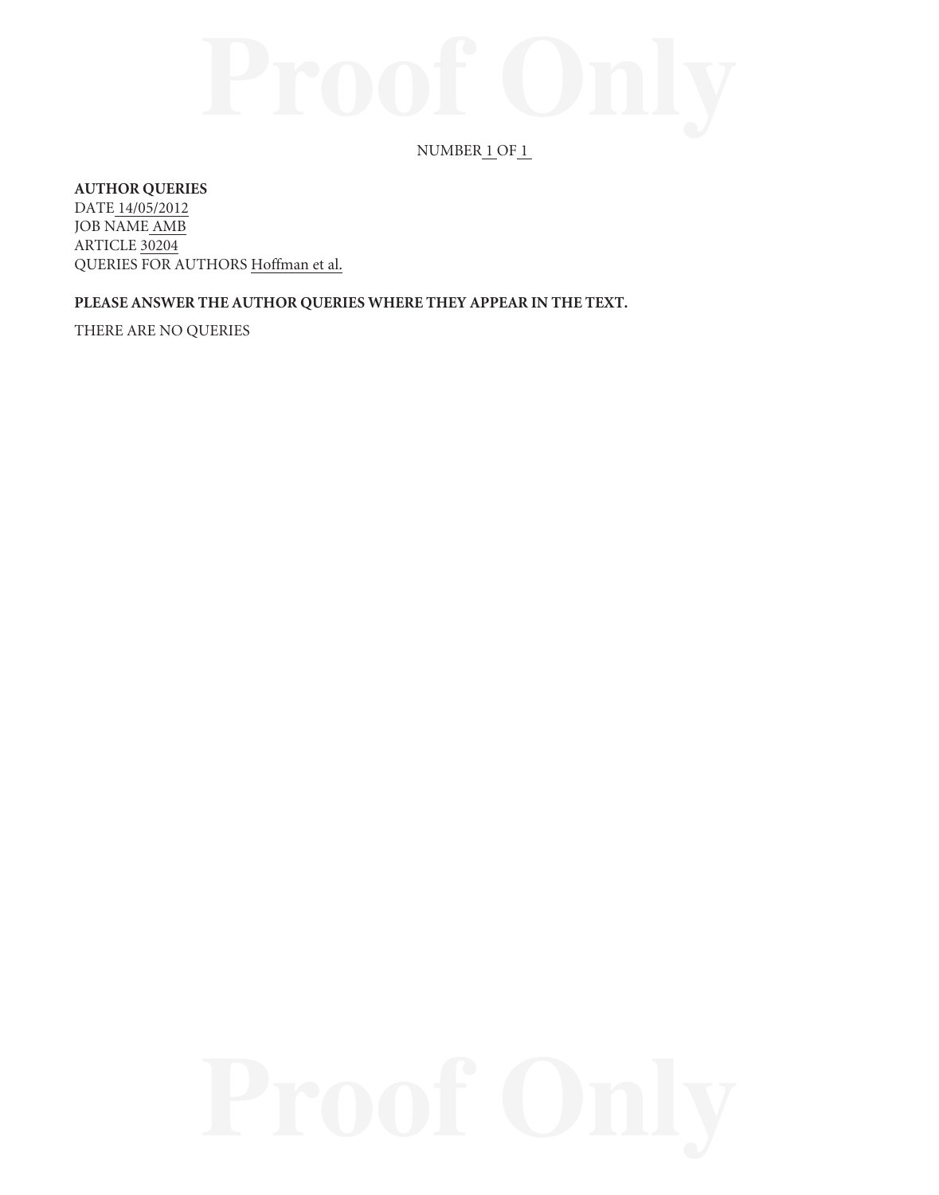NUMBER 1 OF 1

**AUTHOR QUERIES**
DATE 14/05/2012
JOB NAME AMB
ARTICLE 30204
QUERIES FOR AUTHORS Hoffman et al.

**PLEASE ANSWER THE AUTHOR QUERIES WHERE THEY APPEAR IN THE TEXT.**

THERE ARE NO QUERIES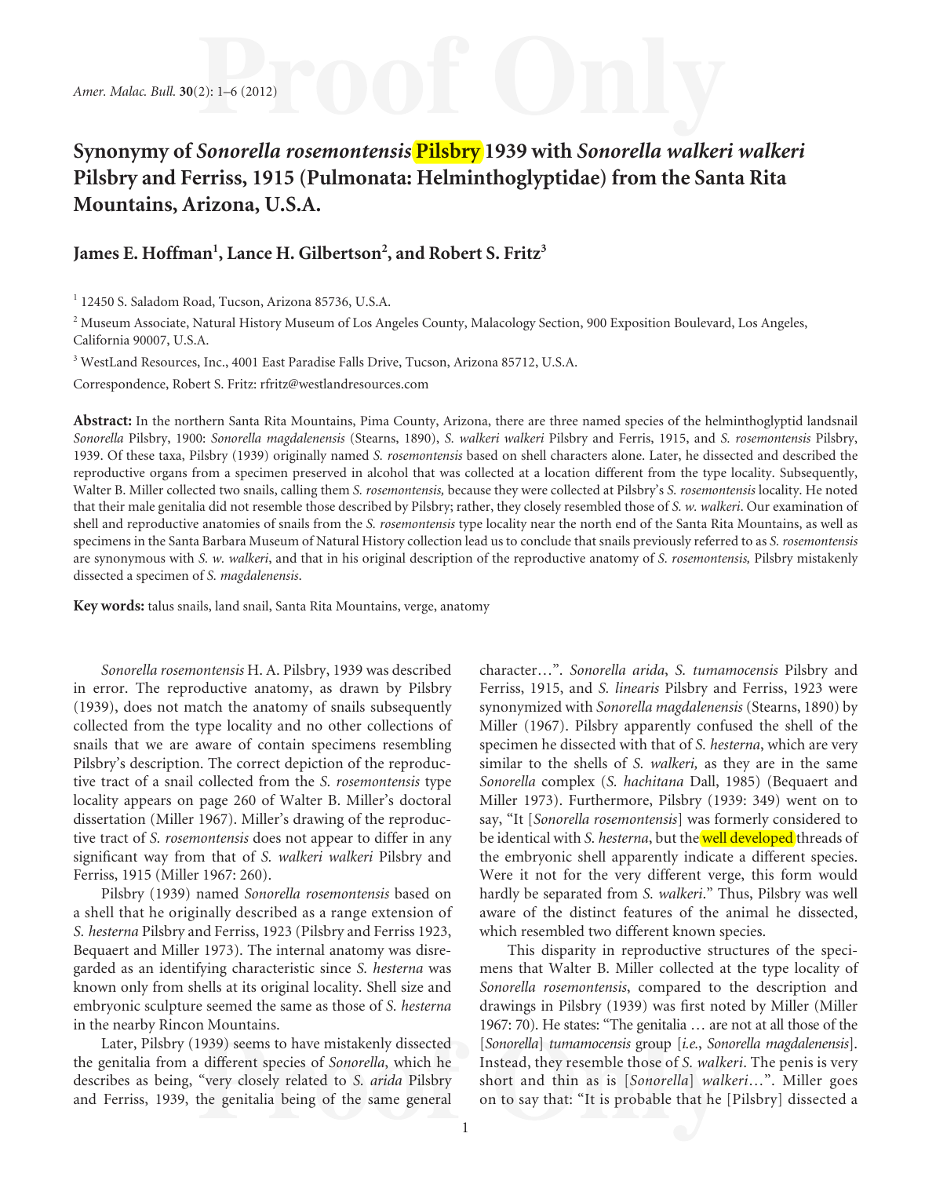# Synonymy of *Sonorella rosemontensis* Pilsbry 1939 with *Sonorella walkeri walkeri* Pilsbry and Ferriss, 1915 (Pulmonata: Helminthoglyptidae) from the Santa Rita Mountains, Arizona, U.S.A.

**James E. Hoffman**[1], **Lance H. Gilbertson**[2], **and Robert S. Fritz**[3]

[1] 12450 S. Saladom Road, Tucson, Arizona 85736, U.S.A.

[2] Museum Associate, Natural History Museum of Los Angeles County, Malacology Section, 900 Exposition Boulevard, Los Angeles, California 90007, U.S.A.

[3] WestLand Resources, Inc., 4001 East Paradise Falls Drive, Tucson, Arizona 85712, U.S.A.

Correspondence, Robert S. Fritz: rfritz@westlandresources.com

**Abstract:** In the northern Santa Rita Mountains, Pima County, Arizona, there are three named species of the helminthoglyptid landsnail *Sonorella* Pilsbry, 1900: *Sonorella magdalenensis* (Stearns, 1890), *S. walkeri walkeri* Pilsbry and Ferris, 1915, and *S. rosemontensis* Pilsbry, 1939. Of these taxa, Pilsbry (1939) originally named *S. rosemontensis* based on shell characters alone. Later, he dissected and described the reproductive organs from a specimen preserved in alcohol that was collected at a location different from the type locality. Subsequently, Walter B. Miller collected two snails, calling them *S. rosemontensis,* because they were collected at Pilsbry's *S. rosemontensis* locality. He noted that their male genitalia did not resemble those described by Pilsbry; rather, they closely resembled those of *S. w. walkeri*. Our examination of shell and reproductive anatomies of snails from the *S. rosemontensis* type locality near the north end of the Santa Rita Mountains, as well as specimens in the Santa Barbara Museum of Natural History collection lead us to conclude that snails previously referred to as *S. rosemontensis* are synonymous with *S. w. walkeri*, and that in his original description of the reproductive anatomy of *S. rosemontensis,* Pilsbry mistakenly dissected a specimen of *S. magdalenensis*.

**Key words:** talus snails, land snail, Santa Rita Mountains, verge, anatomy

*Sonorella rosemontensis* H. A. Pilsbry, 1939 was described in error. The reproductive anatomy, as drawn by Pilsbry (1939), does not match the anatomy of snails subsequently collected from the type locality and no other collections of snails that we are aware of contain specimens resembling Pilsbry's description. The correct depiction of the reproductive tract of a snail collected from the *S. rosemontensis* type locality appears on page 260 of Walter B. Miller's doctoral dissertation (Miller 1967). Miller's drawing of the reproductive tract of *S. rosemontensis* does not appear to differ in any significant way from that of *S. walkeri walkeri* Pilsbry and Ferriss, 1915 (Miller 1967: 260).

Pilsbry (1939) named *Sonorella rosemontensis* based on a shell that he originally described as a range extension of *S. hesterna* Pilsbry and Ferriss, 1923 (Pilsbry and Ferriss 1923, Bequaert and Miller 1973). The internal anatomy was disregarded as an identifying characteristic since *S. hesterna* was known only from shells at its original locality. Shell size and embryonic sculpture seemed the same as those of *S. hesterna* in the nearby Rincon Mountains.

Later, Pilsbry (1939) seems to have mistakenly dissected the genitalia from a different species of *Sonorella*, which he describes as being, "very closely related to *S. arida* Pilsbry and Ferriss, 1939, the genitalia being of the same general character…". *Sonorella arida*, *S. tumamocensis* Pilsbry and Ferriss, 1915, and *S. linearis* Pilsbry and Ferriss, 1923 were synonymized with *Sonorella magdalenensis* (Stearns, 1890) by Miller (1967). Pilsbry apparently confused the shell of the specimen he dissected with that of *S. hesterna*, which are very similar to the shells of *S. walkeri,* as they are in the same *Sonorella* complex (*S. hachitana* Dall, 1985) (Bequaert and Miller 1973). Furthermore, Pilsbry (1939: 349) went on to say, "It [*Sonorella rosemontensis*] was formerly considered to be identical with *S. hesterna*, but the well developed threads of the embryonic shell apparently indicate a different species. Were it not for the very different verge, this form would hardly be separated from *S. walkeri*." Thus, Pilsbry was well aware of the distinct features of the animal he dissected, which resembled two different known species.

This disparity in reproductive structures of the specimens that Walter B. Miller collected at the type locality of *Sonorella rosemontensis*, compared to the description and drawings in Pilsbry (1939) was first noted by Miller (Miller 1967: 70). He states: "The genitalia … are not at all those of the [*Sonorella*] *tumamocensis* group [*i.e.*, *Sonorella magdalenensis*]. Instead, they resemble those of *S. walkeri*. The penis is very short and thin as is [*Sonorella*] *walkeri*…". Miller goes on to say that: "It is probable that he [Pilsbry] dissected a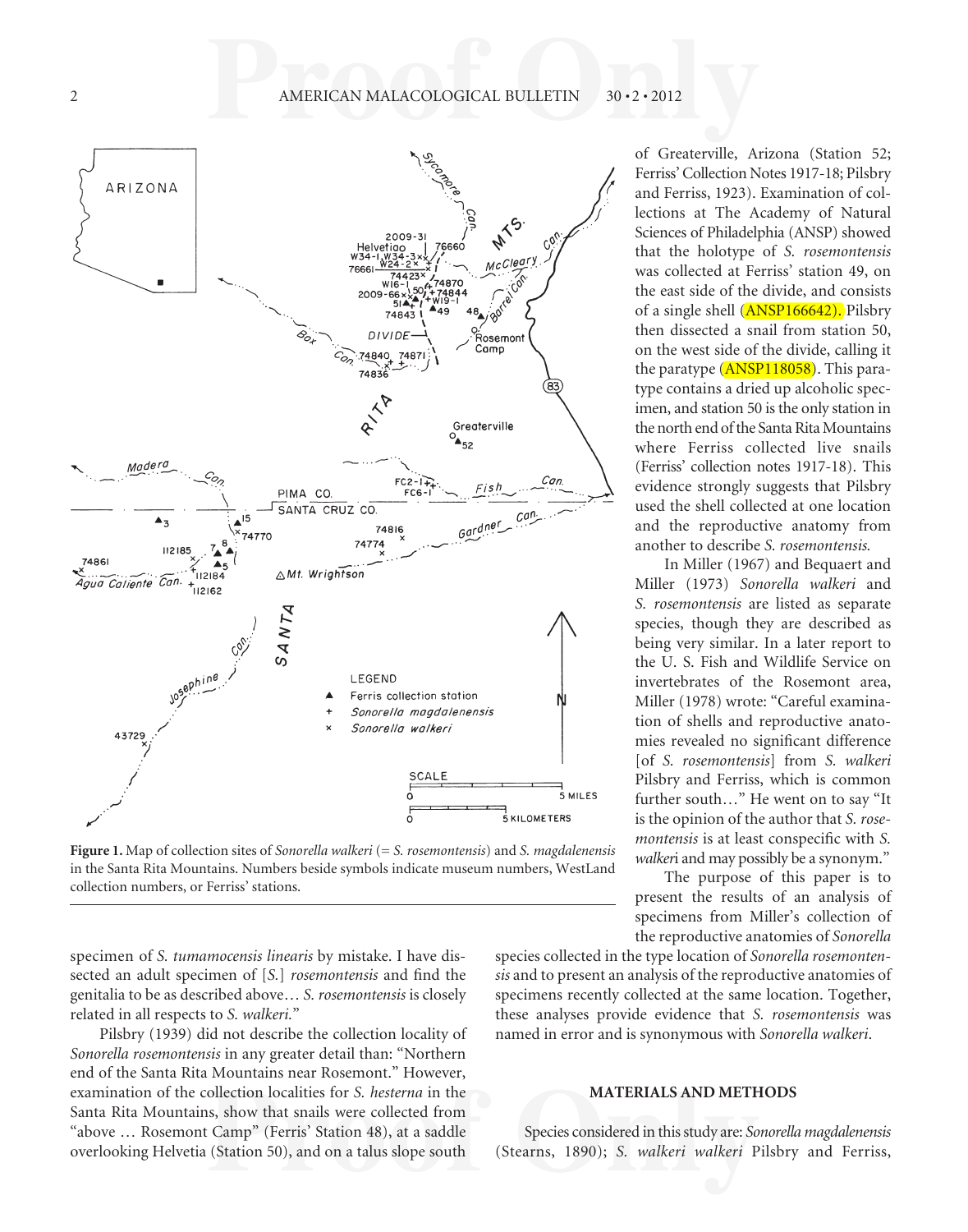of Greaterville, Arizona (Station 52; Ferriss' Collection Notes 1917-18; Pilsbry and Ferriss, 1923). Examination of collections at The Academy of Natural Sciences of Philadelphia (ANSP) showed that the holotype of *S. rosemontensis* was collected at Ferriss' station 49, on the east side of the divide, and consists of a single shell (ANSP166642). Pilsbry then dissected a snail from station 50, on the west side of the divide, calling it the paratype (ANSP118058). This paratype contains a dried up alcoholic specimen, and station 50 is the only station in the north end of the Santa Rita Mountains where Ferriss collected live snails (Ferriss' collection notes 1917-18). This evidence strongly suggests that Pilsbry used the shell collected at one location and the reproductive anatomy from another to describe *S. rosemontensis*.

In Miller (1967) and Bequaert and Miller (1973) *Sonorella walkeri* and *S. rosemontensis* are listed as separate species, though they are described as being very similar. In a later report to the U. S. Fish and Wildlife Service on invertebrates of the Rosemont area, Miller (1978) wrote: "Careful examination of shells and reproductive anatomies revealed no significant difference [of *S. rosemontensis*] from *S. walkeri* Pilsbry and Ferriss, which is common further south…" He went on to say "It is the opinion of the author that *S. rosemontensis* is at least conspecific with *S. walkeri* and may possibly be a synonym."

The purpose of this paper is to present the results of an analysis of specimens from Miller's collection of the reproductive anatomies of *Sonorella* species collected in the type location of *Sonorella rosemontensis* and to present an analysis of the reproductive anatomies of specimens recently collected at the same location. Together, these analyses provide evidence that *S. rosemontensis* was named in error and is synonymous with *Sonorella walkeri*.

**Figure 1.** Map of collection sites of *Sonorella walkeri* (= *S. rosemontensis*) and *S. magdalenensis* in the Santa Rita Mountains. Numbers beside symbols indicate museum numbers, WestLand collection numbers, or Ferriss' stations.

specimen of *S. tumamocensis linearis* by mistake. I have dissected an adult specimen of [*S.*] *rosemontensis* and find the genitalia to be as described above… *S. rosemontensis* is closely related in all respects to *S. walkeri*."

Pilsbry (1939) did not describe the collection locality of *Sonorella rosemontensis* in any greater detail than: "Northern end of the Santa Rita Mountains near Rosemont." However, examination of the collection localities for *S. hesterna* in the Santa Rita Mountains, show that snails were collected from "above … Rosemont Camp" (Ferris' Station 48), at a saddle overlooking Helvetia (Station 50), and on a talus slope south

## MATERIALS AND METHODS

Species considered in this study are: *Sonorella magdalenensis* (Stearns, 1890); *S. walkeri walkeri* Pilsbry and Ferriss,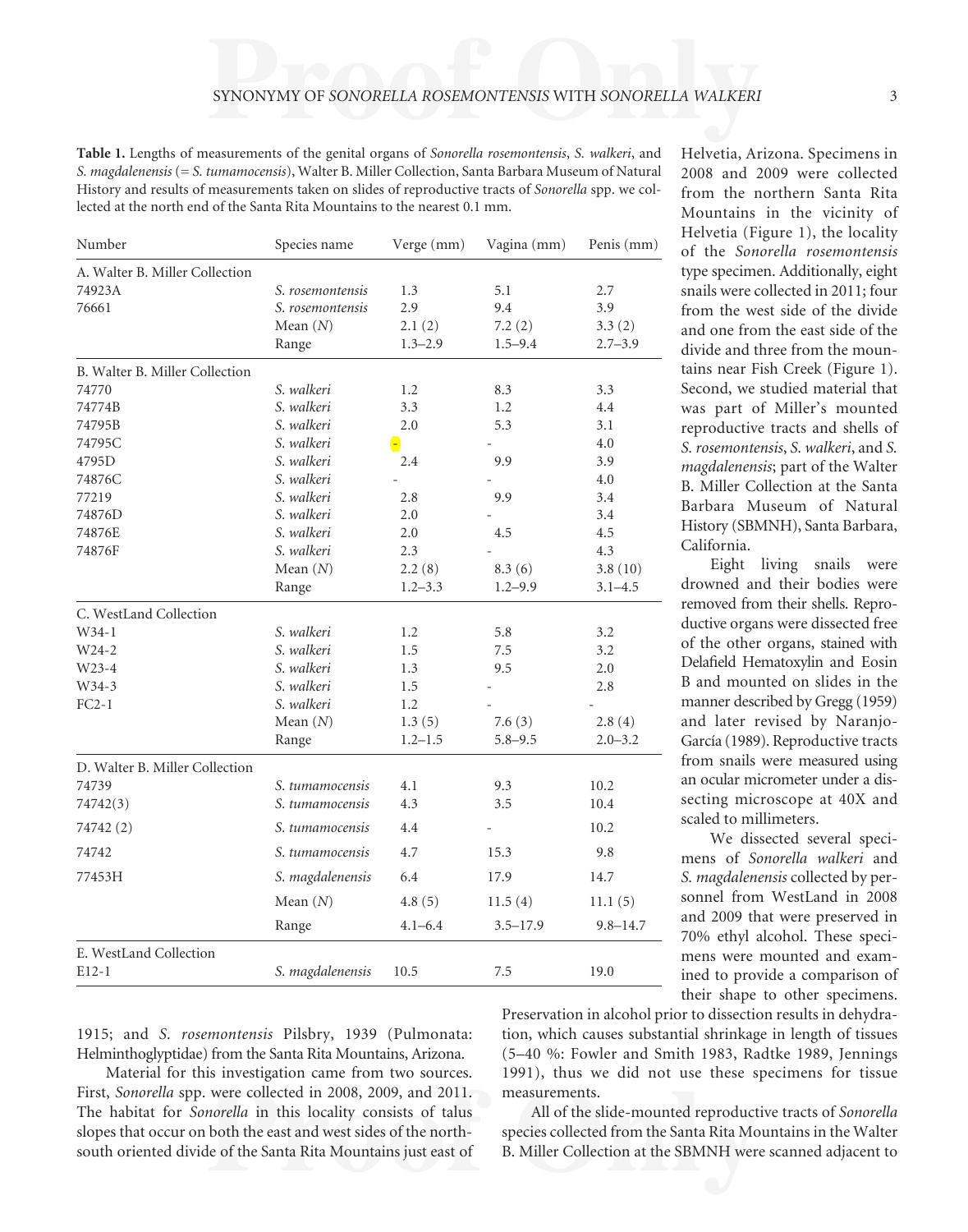**Table 1.** Lengths of measurements of the genital organs of *Sonorella rosemontensis*, *S. walkeri*, and *S. magdalenensis* (= *S. tumamocensis*), Walter B. Miller Collection, Santa Barbara Museum of Natural History and results of measurements taken on slides of reproductive tracts of *Sonorella* spp. we collected at the north end of the Santa Rita Mountains to the nearest 0.1 mm.

| Number | Species name | Verge (mm) | Vagina (mm) | Penis (mm) |
|---|---|---|---|---|
| A. Walter B. Miller Collection | | | | |
| 74923A | *S. rosemontensis* | 1.3 | 5.1 | 2.7 |
| 76661 | *S. rosemontensis* | 2.9 | 9.4 | 3.9 |
| | Mean (*N*) | 2.1 (2) | 7.2 (2) | 3.3 (2) |
| | Range | 1.3–2.9 | 1.5–9.4 | 2.7–3.9 |
| B. Walter B. Miller Collection | | | | |
| 74770 | *S. walkeri* | 1.2 | 8.3 | 3.3 |
| 74774B | *S. walkeri* | 3.3 | 1.2 | 4.4 |
| 74795B | *S. walkeri* | 2.0 | 5.3 | 3.1 |
| 74795C | *S. walkeri* | - | - | 4.0 |
| 4795D | *S. walkeri* | 2.4 | 9.9 | 3.9 |
| 74876C | *S. walkeri* | - | - | 4.0 |
| 77219 | *S. walkeri* | 2.8 | 9.9 | 3.4 |
| 74876D | *S. walkeri* | 2.0 | - | 3.4 |
| 74876E | *S. walkeri* | 2.0 | 4.5 | 4.5 |
| 74876F | *S. walkeri* | 2.3 | - | 4.3 |
| | Mean (*N*) | 2.2 (8) | 8.3 (6) | 3.8 (10) |
| | Range | 1.2–3.3 | 1.2–9.9 | 3.1–4.5 |
| C. WestLand Collection | | | | |
| W34-1 | *S. walkeri* | 1.2 | 5.8 | 3.2 |
| W24-2 | *S. walkeri* | 1.5 | 7.5 | 3.2 |
| W23-4 | *S. walkeri* | 1.3 | 9.5 | 2.0 |
| W34-3 | *S. walkeri* | 1.5 | - | 2.8 |
| FC2-1 | *S. walkeri* | 1.2 | - | - |
| | Mean (*N*) | 1.3 (5) | 7.6 (3) | 2.8 (4) |
| | Range | 1.2–1.5 | 5.8–9.5 | 2.0–3.2 |
| D. Walter B. Miller Collection | | | | |
| 74739 | *S. tumamocensis* | 4.1 | 9.3 | 10.2 |
| 74742(3) | *S. tumamocensis* | 4.3 | 3.5 | 10.4 |
| 74742 (2) | *S. tumamocensis* | 4.4 | - | 10.2 |
| 74742 | *S. tumamocensis* | 4.7 | 15.3 | 9.8 |
| 77453H | *S. magdalenensis* | 6.4 | 17.9 | 14.7 |
| | Mean (*N*) | 4.8 (5) | 11.5 (4) | 11.1 (5) |
| | Range | 4.1–6.4 | 3.5–17.9 | 9.8–14.7 |
| E. WestLand Collection | | | | |
| E12-1 | *S. magdalenensis* | 10.5 | 7.5 | 19.0 |

1915; and *S. rosemontensis* Pilsbry, 1939 (Pulmonata: Helminthoglyptidae) from the Santa Rita Mountains, Arizona.

Material for this investigation came from two sources. First, *Sonorella* spp. were collected in 2008, 2009, and 2011. The habitat for *Sonorella* in this locality consists of talus slopes that occur on both the east and west sides of the north-south oriented divide of the Santa Rita Mountains just east of Helvetia, Arizona. Specimens in 2008 and 2009 were collected from the northern Santa Rita Mountains in the vicinity of Helvetia (Figure 1), the locality of the *Sonorella rosemontensis* type specimen. Additionally, eight snails were collected in 2011; four from the west side of the divide and one from the east side of the divide and three from the mountains near Fish Creek (Figure 1). Second, we studied material that was part of Miller's mounted reproductive tracts and shells of *S. rosemontensis*, *S. walkeri*, and *S. magdalenensis*; part of the Walter B. Miller Collection at the Santa Barbara Museum of Natural History (SBMNH), Santa Barbara, California.

Eight living snails were drowned and their bodies were removed from their shells. Reproductive organs were dissected free of the other organs, stained with Delafield Hematoxylin and Eosin B and mounted on slides in the manner described by Gregg (1959) and later revised by Naranjo-García (1989). Reproductive tracts from snails were measured using an ocular micrometer under a dissecting microscope at 40X and scaled to millimeters.

We dissected several specimens of *Sonorella walkeri* and *S. magdalenensis* collected by personnel from WestLand in 2008 and 2009 that were preserved in 70% ethyl alcohol. These specimens were mounted and examined to provide a comparison of their shape to other specimens. Preservation in alcohol prior to dissection results in dehydration, which causes substantial shrinkage in length of tissues (5–40 %: Fowler and Smith 1983, Radtke 1989, Jennings 1991), thus we did not use these specimens for tissue measurements.

All of the slide-mounted reproductive tracts of *Sonorella* species collected from the Santa Rita Mountains in the Walter B. Miller Collection at the SBMNH were scanned adjacent to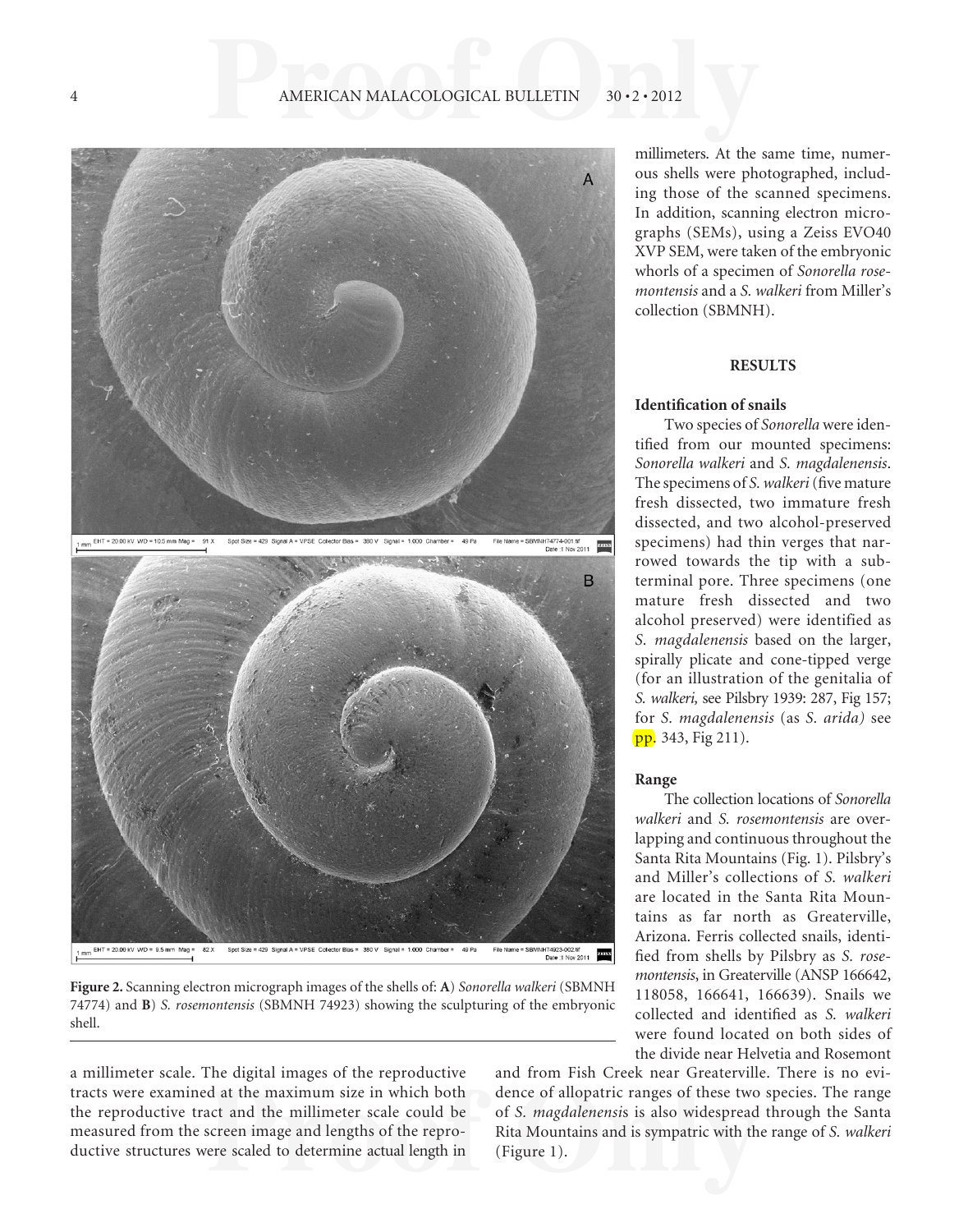**Figure 2.** Scanning electron micrograph images of the shells of: **A**) *Sonorella walkeri* (SBMNH 74774) and **B**) *S. rosemontensis* (SBMNH 74923) showing the sculpturing of the embryonic shell.

a millimeter scale. The digital images of the reproductive tracts were examined at the maximum size in which both the reproductive tract and the millimeter scale could be measured from the screen image and lengths of the reproductive structures were scaled to determine actual length in millimeters. At the same time, numerous shells were photographed, including those of the scanned specimens. In addition, scanning electron micrographs (SEMs), using a Zeiss EVO40 XVP SEM, were taken of the embryonic whorls of a specimen of *Sonorella rosemontensis* and a *S. walkeri* from Miller's collection (SBMNH).

## RESULTS

### Identification of snails

Two species of *Sonorella* were identified from our mounted specimens: *Sonorella walkeri* and *S. magdalenensis*. The specimens of *S. walkeri* (five mature fresh dissected, two immature fresh dissected, and two alcohol-preserved specimens) had thin verges that narrowed towards the tip with a subterminal pore. Three specimens (one mature fresh dissected and two alcohol preserved) were identified as *S. magdalenensis* based on the larger, spirally plicate and cone-tipped verge (for an illustration of the genitalia of *S. walkeri,* see Pilsbry 1939: 287, Fig 157; for *S. magdalenensis* (as *S. arida)* see pp. 343, Fig 211).

### Range

The collection locations of *Sonorella walkeri* and *S. rosemontensis* are overlapping and continuous throughout the Santa Rita Mountains (Fig. 1). Pilsbry's and Miller's collections of *S. walkeri* are located in the Santa Rita Mountains as far north as Greaterville, Arizona. Ferris collected snails, identified from shells by Pilsbry as *S. rosemontensis*, in Greaterville (ANSP 166642, 118058, 166641, 166639). Snails we collected and identified as *S. walkeri* were found located on both sides of the divide near Helvetia and Rosemont and from Fish Creek near Greaterville. There is no evidence of allopatric ranges of these two species. The range of *S. magdalenensis* is also widespread through the Santa Rita Mountains and is sympatric with the range of *S. walkeri* (Figure 1).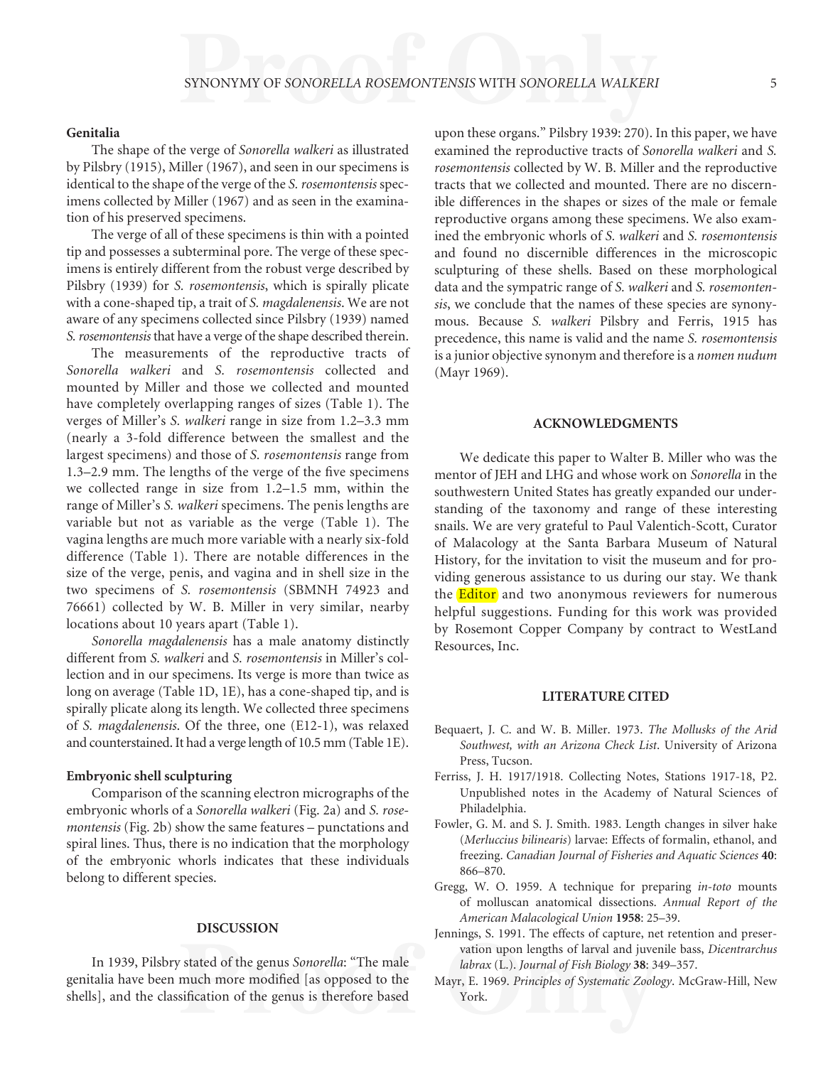### Genitalia

The shape of the verge of *Sonorella walkeri* as illustrated by Pilsbry (1915), Miller (1967), and seen in our specimens is identical to the shape of the verge of the *S. rosemontensis* specimens collected by Miller (1967) and as seen in the examination of his preserved specimens.

The verge of all of these specimens is thin with a pointed tip and possesses a subterminal pore. The verge of these specimens is entirely different from the robust verge described by Pilsbry (1939) for *S. rosemontensis*, which is spirally plicate with a cone-shaped tip, a trait of *S. magdalenensis*. We are not aware of any specimens collected since Pilsbry (1939) named *S. rosemontensis* that have a verge of the shape described therein.

The measurements of the reproductive tracts of *Sonorella walkeri* and *S. rosemontensis* collected and mounted by Miller and those we collected and mounted have completely overlapping ranges of sizes (Table 1). The verges of Miller's *S. walkeri* range in size from 1.2–3.3 mm (nearly a 3-fold difference between the smallest and the largest specimens) and those of *S. rosemontensis* range from 1.3–2.9 mm. The lengths of the verge of the five specimens we collected range in size from 1.2–1.5 mm, within the range of Miller's *S. walkeri* specimens. The penis lengths are variable but not as variable as the verge (Table 1). The vagina lengths are much more variable with a nearly six-fold difference (Table 1). There are notable differences in the size of the verge, penis, and vagina and in shell size in the two specimens of *S. rosemontensis* (SBMNH 74923 and 76661) collected by W. B. Miller in very similar, nearby locations about 10 years apart (Table 1).

*Sonorella magdalenensis* has a male anatomy distinctly different from *S. walkeri* and *S. rosemontensis* in Miller's collection and in our specimens. Its verge is more than twice as long on average (Table 1D, 1E), has a cone-shaped tip, and is spirally plicate along its length. We collected three specimens of *S. magdalenensis*. Of the three, one (E12-1), was relaxed and counterstained. It had a verge length of 10.5 mm (Table 1E).

### Embryonic shell sculpturing

Comparison of the scanning electron micrographs of the embryonic whorls of a *Sonorella walkeri* (Fig. 2a) and *S. rosemontensis* (Fig. 2b) show the same features – punctations and spiral lines. Thus, there is no indication that the morphology of the embryonic whorls indicates that these individuals belong to different species.

## DISCUSSION

In 1939, Pilsbry stated of the genus *Sonorella*: "The male genitalia have been much more modified [as opposed to the shells], and the classification of the genus is therefore based upon these organs." Pilsbry 1939: 270). In this paper, we have examined the reproductive tracts of *Sonorella walkeri* and *S. rosemontensis* collected by W. B. Miller and the reproductive tracts that we collected and mounted. There are no discernible differences in the shapes or sizes of the male or female reproductive organs among these specimens. We also examined the embryonic whorls of *S. walkeri* and *S. rosemontensis* and found no discernible differences in the microscopic sculpturing of these shells. Based on these morphological data and the sympatric range of *S. walkeri* and *S. rosemontensis*, we conclude that the names of these species are synonymous. Because *S. walkeri* Pilsbry and Ferris, 1915 has precedence, this name is valid and the name *S. rosemontensis* is a junior objective synonym and therefore is a *nomen nudum* (Mayr 1969).

## ACKNOWLEDGMENTS

We dedicate this paper to Walter B. Miller who was the mentor of JEH and LHG and whose work on *Sonorella* in the southwestern United States has greatly expanded our understanding of the taxonomy and range of these interesting snails. We are very grateful to Paul Valentich-Scott, Curator of Malacology at the Santa Barbara Museum of Natural History, for the invitation to visit the museum and for providing generous assistance to us during our stay. We thank the Editor and two anonymous reviewers for numerous helpful suggestions. Funding for this work was provided by Rosemont Copper Company by contract to WestLand Resources, Inc.

## LITERATURE CITED

Bequaert, J. C. and W. B. Miller. 1973. *The Mollusks of the Arid Southwest, with an Arizona Check List*. University of Arizona Press, Tucson.

Ferriss, J. H. 1917/1918. Collecting Notes, Stations 1917-18, P2. Unpublished notes in the Academy of Natural Sciences of Philadelphia.

Fowler, G. M. and S. J. Smith. 1983. Length changes in silver hake (*Merluccius bilinearis*) larvae: Effects of formalin, ethanol, and freezing. *Canadian Journal of Fisheries and Aquatic Sciences* **40**: 866–870.

Gregg, W. O. 1959. A technique for preparing *in-toto* mounts of molluscan anatomical dissections. *Annual Report of the American Malacological Union* **1958**: 25–39.

Jennings, S. 1991. The effects of capture, net retention and preservation upon lengths of larval and juvenile bass, *Dicentrarchus labrax* (L.). *Journal of Fish Biology* **38**: 349–357.

Mayr, E. 1969. *Principles of Systematic Zoology*. McGraw-Hill, New York.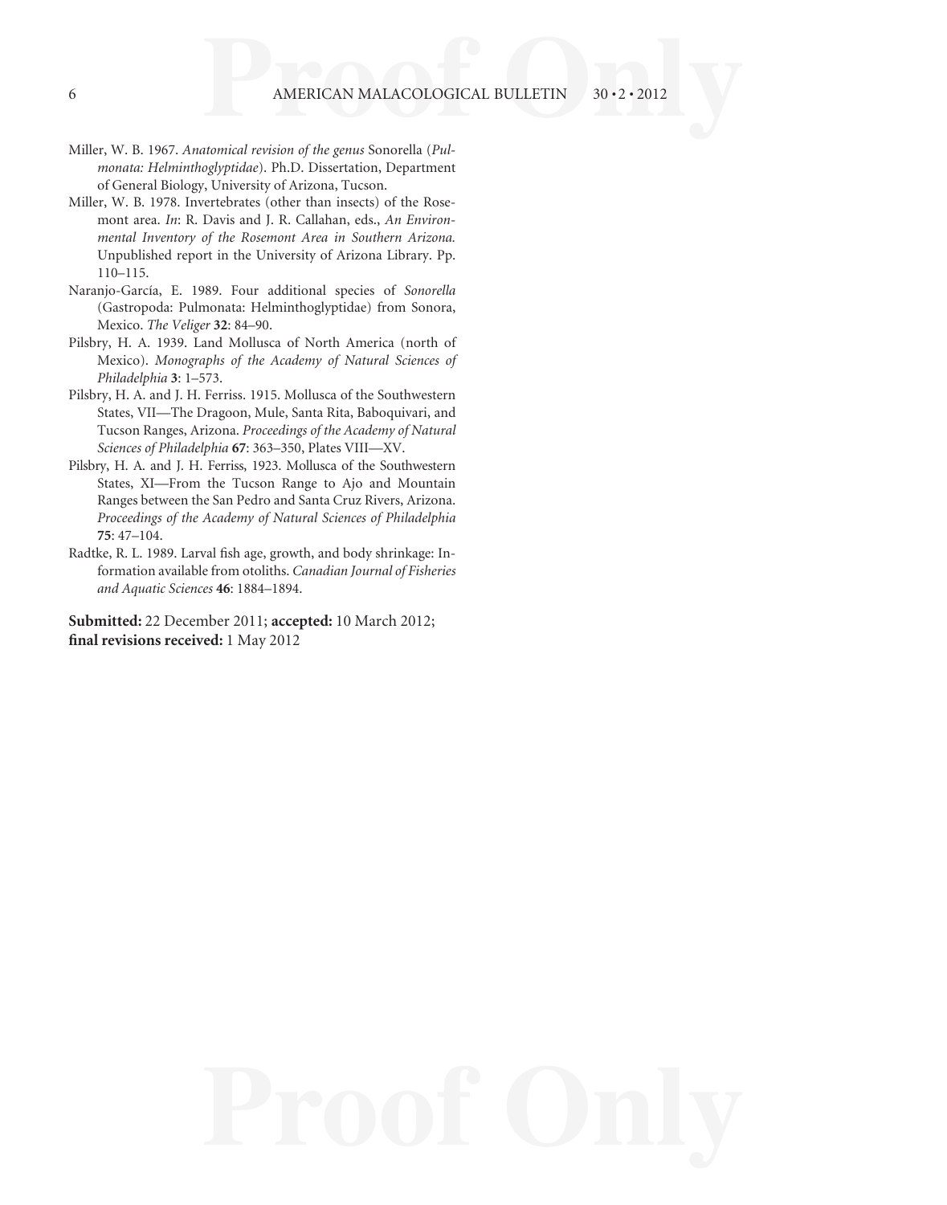Miller, W. B. 1967. *Anatomical revision of the genus* Sonorella (*Pulmonata: Helminthoglyptidae*). Ph.D. Dissertation, Department of General Biology, University of Arizona, Tucson.

Miller, W. B. 1978. Invertebrates (other than insects) of the Rosemont area. *In*: R. Davis and J. R. Callahan, eds., *An Environmental Inventory of the Rosemont Area in Southern Arizona.* Unpublished report in the University of Arizona Library. Pp. 110–115.

Naranjo-García, E. 1989. Four additional species of *Sonorella* (Gastropoda: Pulmonata: Helminthoglyptidae) from Sonora, Mexico. *The Veliger* **32**: 84–90.

Pilsbry, H. A. 1939. Land Mollusca of North America (north of Mexico). *Monographs of the Academy of Natural Sciences of Philadelphia* **3**: 1–573.

Pilsbry, H. A. and J. H. Ferriss. 1915. Mollusca of the Southwestern States, VII—The Dragoon, Mule, Santa Rita, Baboquivari, and Tucson Ranges, Arizona. *Proceedings of the Academy of Natural Sciences of Philadelphia* **67**: 363–350, Plates VIII—XV.

Pilsbry, H. A. and J. H. Ferriss, 1923. Mollusca of the Southwestern States, XI—From the Tucson Range to Ajo and Mountain Ranges between the San Pedro and Santa Cruz Rivers, Arizona. *Proceedings of the Academy of Natural Sciences of Philadelphia* **75**: 47–104.

Radtke, R. L. 1989. Larval fish age, growth, and body shrinkage: Information available from otoliths. *Canadian Journal of Fisheries and Aquatic Sciences* **46**: 1884–1894.

**Submitted:** 22 December 2011; **accepted:** 10 March 2012; **final revisions received:** 1 May 2012